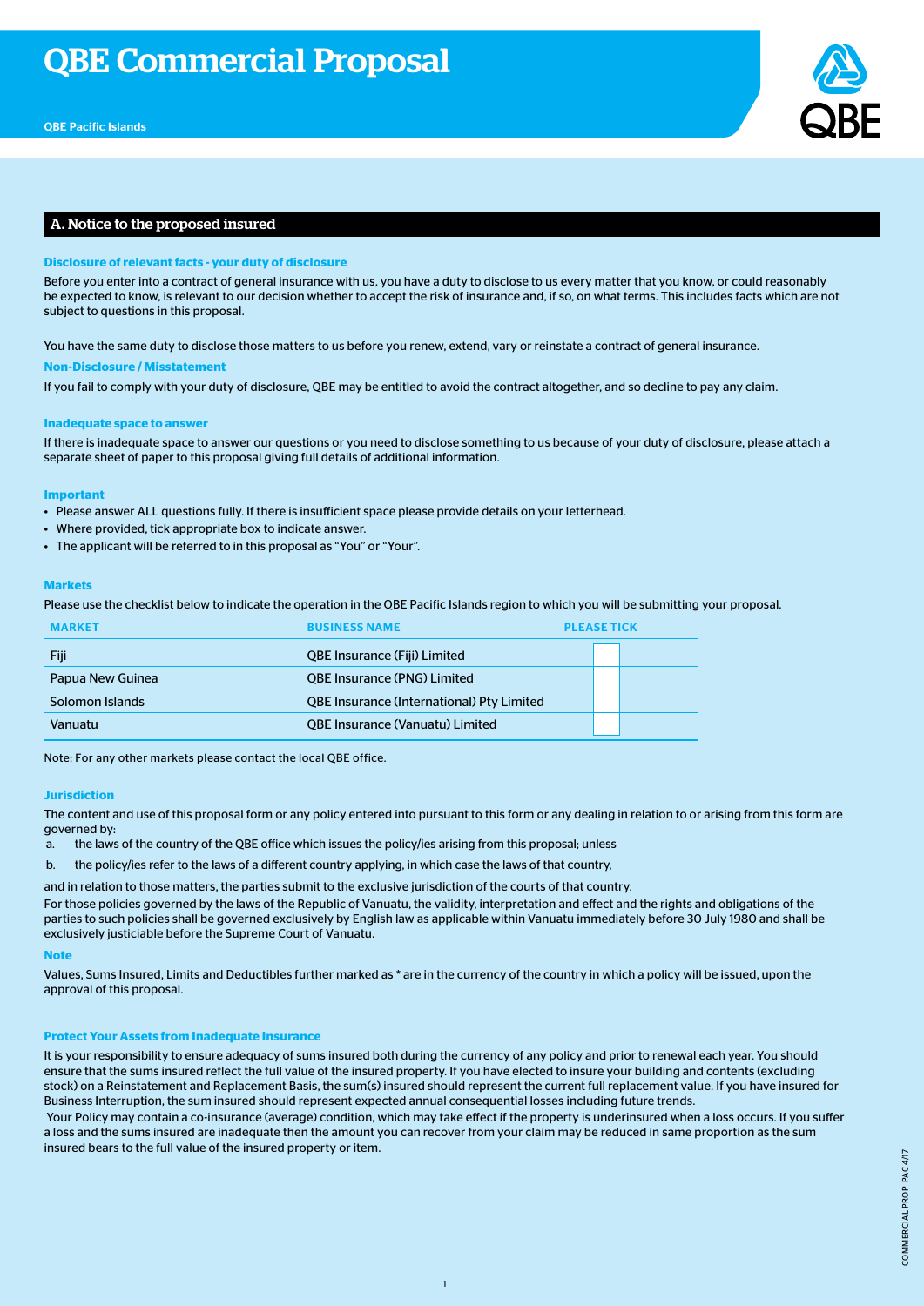# QBE Commercial Proposal

QBE Pacific Islands

## A. Notice to the proposed insured

### Disclosure of relevant facts - your duty of disclosure

Before you enter into a contract of general insurance with us, you have a duty to disclose to us every matter that you know, or could reasonably be expected to know, is relevant to our decision whether to accept the risk of insurance and, if so, on what terms. This includes facts which are not subject to questions in this proposal.

You have the same duty to disclose those matters to us before you renew, extend, vary or reinstate a contract of general insurance.

### Non-Disclosure / Misstatement

If you fail to comply with your duty of disclosure, QBE may be entitled to avoid the contract altogether, and so decline to pay any claim.

### Inadequate space to answer

If there is inadequate space to answer our questions or you need to disclose something to us because of your duty of disclosure, please attach a separate sheet of paper to this proposal giving full details of additional information.

### Important

- Please answer ALL questions fully. If there is insufficient space please provide details on your letterhead.
- Where provided, tick appropriate box to indicate answer.
- The applicant will be referred to in this proposal as "You" or "Your".

### Markets

Please use the checklist below to indicate the operation in the QBE Pacific Islands region to which you will be submitting your proposal.

| MARKET | BUSINESS NAME | PLEASE TICK |
|---|---|---|
| Fiji | QBE Insurance (Fiji) Limited | |
| Papua New Guinea | QBE Insurance (PNG) Limited | |
| Solomon Islands | QBE Insurance (International) Pty Limited | |
| Vanuatu | QBE Insurance (Vanuatu) Limited | |

Note: For any other markets please contact the local QBE office.

### Jurisdiction

The content and use of this proposal form or any policy entered into pursuant to this form or any dealing in relation to or arising from this form are governed by:

a. the laws of the country of the QBE office which issues the policy/ies arising from this proposal; unless

b. the policy/ies refer to the laws of a different country applying, in which case the laws of that country,

and in relation to those matters, the parties submit to the exclusive jurisdiction of the courts of that country.

For those policies governed by the laws of the Republic of Vanuatu, the validity, interpretation and effect and the rights and obligations of the parties to such policies shall be governed exclusively by English law as applicable within Vanuatu immediately before 30 July 1980 and shall be exclusively justiciable before the Supreme Court of Vanuatu.

### Note

Values, Sums Insured, Limits and Deductibles further marked as * are in the currency of the country in which a policy will be issued, upon the approval of this proposal.

### Protect Your Assets from Inadequate Insurance

It is your responsibility to ensure adequacy of sums insured both during the currency of any policy and prior to renewal each year. You should ensure that the sums insured reflect the full value of the insured property. If you have elected to insure your building and contents (excluding stock) on a Reinstatement and Replacement Basis, the sum(s) insured should represent the current full replacement value. If you have insured for Business Interruption, the sum insured should represent expected annual consequential losses including future trends.

Your Policy may contain a co-insurance (average) condition, which may take effect if the property is underinsured when a loss occurs. If you suffer a loss and the sums insured are inadequate then the amount you can recover from your claim may be reduced in same proportion as the sum insured bears to the full value of the insured property or item.

COMMERCIAL PROP PAC 4/17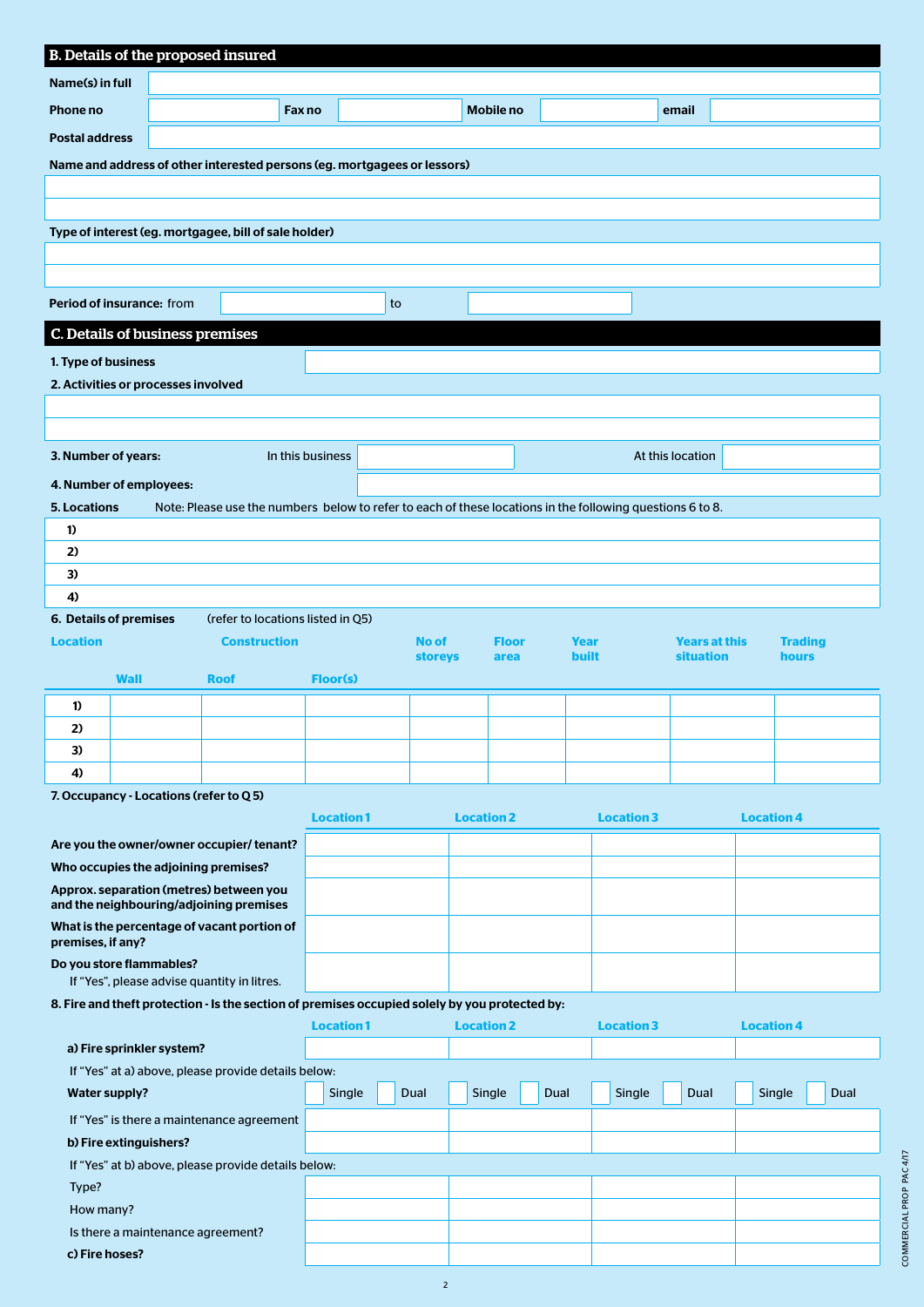## B. Details of the proposed insured

| Name(s) in full | | | | | | | |
|---|---|---|---|---|---|---|---|
| Phone no | | Fax no | | Mobile no | | email | |
| Postal address | | | | | | | |

Name and address of other interested persons (eg. mortgagees or lessors)

Type of interest (eg. mortgagee, bill of sale holder)

Period of insurance: from _______________ to _______________

## C. Details of business premises

1. Type of business

2. Activities or processes involved

3. Number of years: In this business _______________ At this location _______________

4. Number of employees:

5. Locations — Note: Please use the numbers below to refer to each of these locations in the following questions 6 to 8.

1)
2)
3)
4)

6. Details of premises (refer to locations listed in Q5)

| Location | Construction | | | No of storeys | Floor area | Year built | Years at this situation | Trading hours |
|---|---|---|---|---|---|---|---|---|
| | Wall | Roof | Floor(s) | | | | | |
| 1) | | | | | | | | |
| 2) | | | | | | | | |
| 3) | | | | | | | | |
| 4) | | | | | | | | |

7. Occupancy - Locations (refer to Q 5)

| | Location 1 | Location 2 | Location 3 | Location 4 |
|---|---|---|---|---|
| Are you the owner/owner occupier/ tenant? | | | | |
| Who occupies the adjoining premises? | | | | |
| Approx. separation (metres) between you and the neighbouring/adjoining premises | | | | |
| What is the percentage of vacant portion of premises, if any? | | | | |
| Do you store flammables? If "Yes", please advise quantity in litres. | | | | |

8. Fire and theft protection - Is the section of premises occupied solely by you protected by:

| | Location 1 | Location 2 | Location 3 | Location 4 |
|---|---|---|---|---|
| a) Fire sprinkler system? | | | | |
| If "Yes" at a) above, please provide details below: | | | | |
| Water supply? | ☐ Single ☐ Dual | ☐ Single ☐ Dual | ☐ Single ☐ Dual | ☐ Single ☐ Dual |
| If "Yes" is there a maintenance agreement | | | | |
| b) Fire extinguishers? | | | | |
| If "Yes" at b) above, please provide details below: | | | | |
| Type? | | | | |
| How many? | | | | |
| Is there a maintenance agreement? | | | | |
| c) Fire hoses? | | | | |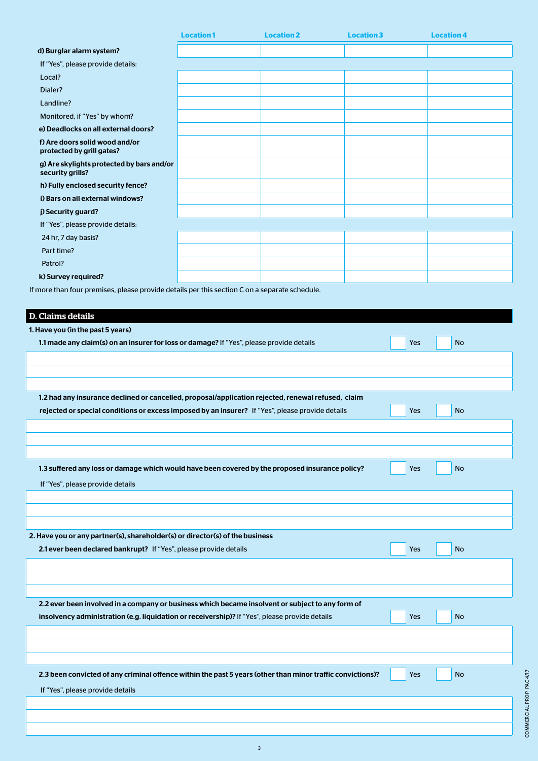| | Location 1 | Location 2 | Location 3 | Location 4 |
|---|---|---|---|---|
| **d) Burglar alarm system?** | | | | |
| If "Yes", please provide details: | | | | |
| Local? | | | | |
| Dialer? | | | | |
| Landline? | | | | |
| Monitored, if "Yes" by whom? | | | | |
| **e) Deadlocks on all external doors?** | | | | |
| **f) Are doors solid wood and/or protected by grill gates?** | | | | |
| **g) Are skylights protected by bars and/or security grills?** | | | | |
| **h) Fully enclosed security fence?** | | | | |
| **i) Bars on all external windows?** | | | | |
| **j) Security guard?** | | | | |
| If "Yes", please provide details: | | | | |
| 24 hr, 7 day basis? | | | | |
| Part time? | | | | |
| Patrol? | | | | |
| **k) Survey required?** | | | | |

If more than four premises, please provide details per this section C on a separate schedule.

## D. Claims details

**1. Have you (in the past 5 years)**

**1.1 made any claim(s) on an insurer for loss or damage?** If "Yes", please provide details ☐ Yes ☐ No

**1.2 had any insurance declined or cancelled, proposal/application rejected, renewal refused, claim rejected or special conditions or excess imposed by an insurer?** If "Yes", please provide details ☐ Yes ☐ No

**1.3 suffered any loss or damage which would have been covered by the proposed insurance policy?** ☐ Yes ☐ No

If "Yes", please provide details

**2. Have you or any partner(s), shareholder(s) or director(s) of the business**

**2.1 ever been declared bankrupt?** If "Yes", please provide details ☐ Yes ☐ No

**2.2 ever been involved in a company or business which became insolvent or subject to any form of insolvency administration (e.g. liquidation or receivership)?** If "Yes", please provide details ☐ Yes ☐ No

**2.3 been convicted of any criminal offence within the past 5 years (other than minor traffic convictions)?** ☐ Yes ☐ No

If "Yes", please provide details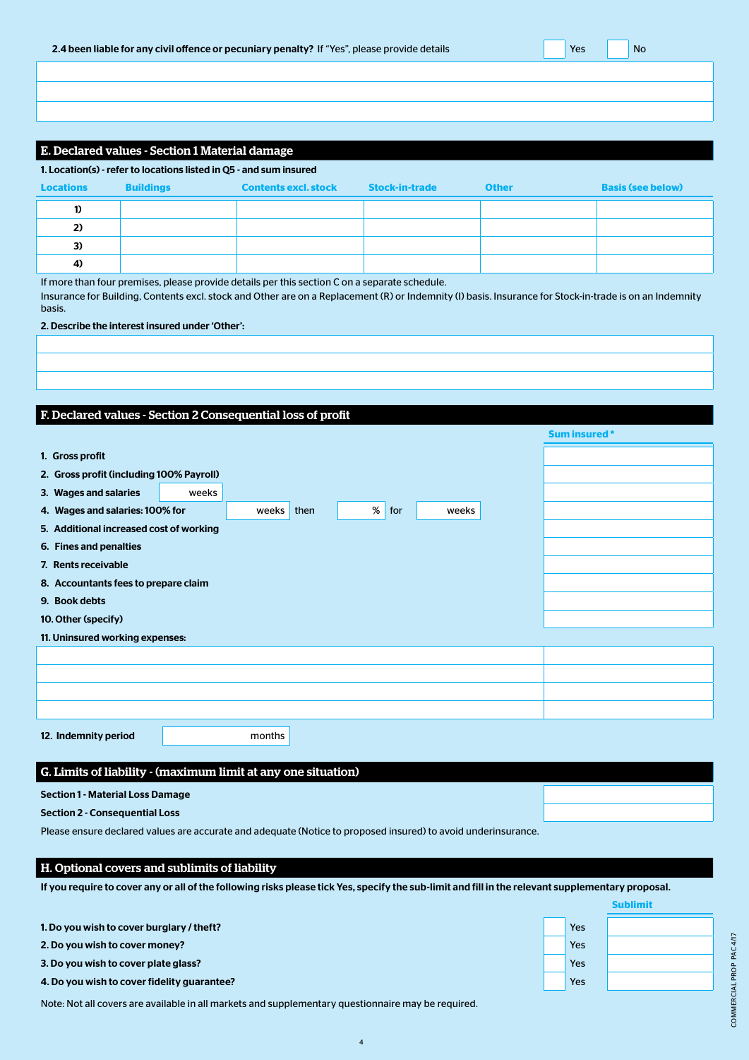**2.4 been liable for any civil offence or pecuniary penalty?** If "Yes", please provide details ☐ Yes ☐ No

| |
|---|
| |
| |
| |

## E. Declared values - Section 1 Material damage

**1. Location(s) - refer to locations listed in Q5 - and sum insured**

| Locations | Buildings | Contents excl. stock | Stock-in-trade | Other | Basis (see below) |
|---|---|---|---|---|---|
| 1) | | | | | |
| 2) | | | | | |
| 3) | | | | | |
| 4) | | | | | |

If more than four premises, please provide details per this section C on a separate schedule.

Insurance for Building, Contents excl. stock and Other are on a Replacement (R) or Indemnity (I) basis. Insurance for Stock-in-trade is on an Indemnity basis.

**2. Describe the interest insured under 'Other':**

| |
|---|
| |
| |
| |

## F. Declared values - Section 2 Consequential loss of profit

| | Sum insured * |
|---|---|
| 1. Gross profit | |
| 2. Gross profit (including 100% Payroll) | |
| 3. Wages and salaries ____ weeks | |
| 4. Wages and salaries: 100% for ____ weeks then ____ % for ____ weeks | |
| 5. Additional increased cost of working | |
| 6. Fines and penalties | |
| 7. Rents receivable | |
| 8. Accountants fees to prepare claim | |
| 9. Book debts | |
| 10. Other (specify) | |

**11. Uninsured working expenses:**

| | |
|---|---|
| | |
| | |
| | |
| | |

**12. Indemnity period** ____ months

## G. Limits of liability - (maximum limit at any one situation)

| | |
|---|---|
| **Section 1 - Material Loss Damage** | |
| **Section 2 - Consequential Loss** | |

Please ensure declared values are accurate and adequate (Notice to proposed insured) to avoid underinsurance.

## H. Optional covers and sublimits of liability

**If you require to cover any or all of the following risks please tick Yes, specify the sub-limit and fill in the relevant supplementary proposal.**

| | | Sublimit |
|---|---|---|
| **1. Do you wish to cover burglary / theft?** | ☐ Yes | |
| **2. Do you wish to cover money?** | ☐ Yes | |
| **3. Do you wish to cover plate glass?** | ☐ Yes | |
| **4. Do you wish to cover fidelity guarantee?** | ☐ Yes | |

Note: Not all covers are available in all markets and supplementary questionnaire may be required.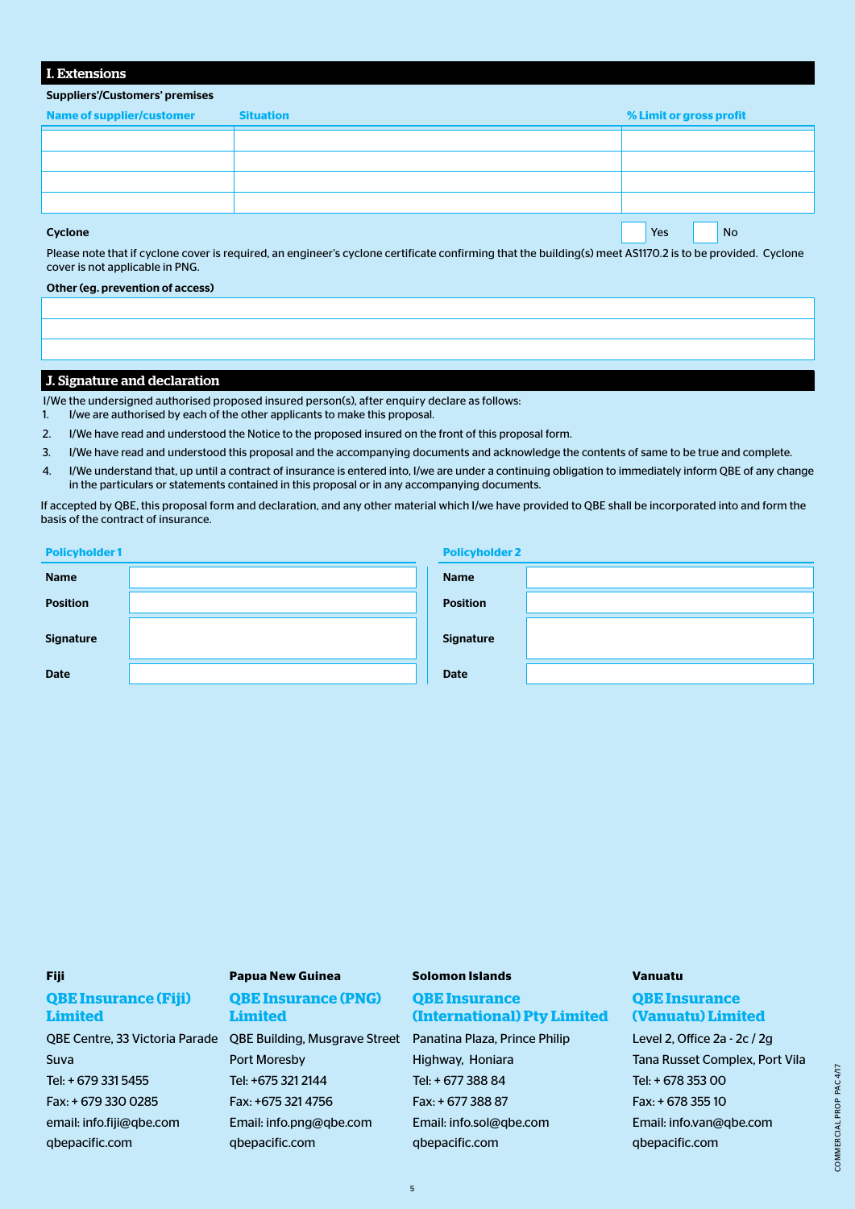## I. Extensions

**Suppliers'/Customers' premises**

| Name of supplier/customer | Situation | % Limit or gross profit |
|---|---|---|
| | | |
| | | |
| | | |
| | | |

**Cyclone** ☐ Yes ☐ No

Please note that if cyclone cover is required, an engineer's cyclone certificate confirming that the building(s) meet AS1170.2 is to be provided. Cyclone cover is not applicable in PNG.

**Other (eg. prevention of access)**

| |
|---|
| |
| |
| |

## J. Signature and declaration

I/We the undersigned authorised proposed insured person(s), after enquiry declare as follows:

1. I/we are authorised by each of the other applicants to make this proposal.
2. I/We have read and understood the Notice to the proposed insured on the front of this proposal form.
3. I/We have read and understood this proposal and the accompanying documents and acknowledge the contents of same to be true and complete.
4. I/We understand that, up until a contract of insurance is entered into, I/we are under a continuing obligation to immediately inform QBE of any change in the particulars or statements contained in this proposal or in any accompanying documents.

If accepted by QBE, this proposal form and declaration, and any other material which I/we have provided to QBE shall be incorporated into and form the basis of the contract of insurance.

| Policyholder 1 | | Policyholder 2 | |
|---|---|---|---|
| **Name** | | **Name** | |
| **Position** | | **Position** | |
| **Signature** | | **Signature** | |
| **Date** | | **Date** | |

**Fiji**

**QBE Insurance (Fiji) Limited**
QBE Centre, 33 Victoria Parade
Suva
Tel: + 679 331 5455
Fax: + 679 330 0285
email: info.fiji@qbe.com
qbepacific.com

**Papua New Guinea**

**QBE Insurance (PNG) Limited**
QBE Building, Musgrave Street
Port Moresby
Tel: +675 321 2144
Fax: +675 321 4756
Email: info.png@qbe.com
qbepacific.com

**Solomon Islands**

**QBE Insurance (International) Pty Limited**
Panatina Plaza, Prince Philip
Highway, Honiara
Tel: + 677 388 84
Fax: + 677 388 87
Email: info.sol@qbe.com
qbepacific.com

**Vanuatu**

**QBE Insurance (Vanuatu) Limited**
Level 2, Office 2a - 2c / 2g
Tana Russet Complex, Port Vila
Tel: + 678 353 00
Fax: + 678 355 10
Email: info.van@qbe.com
qbepacific.com

COMMERCIAL PROP PAC 4/17